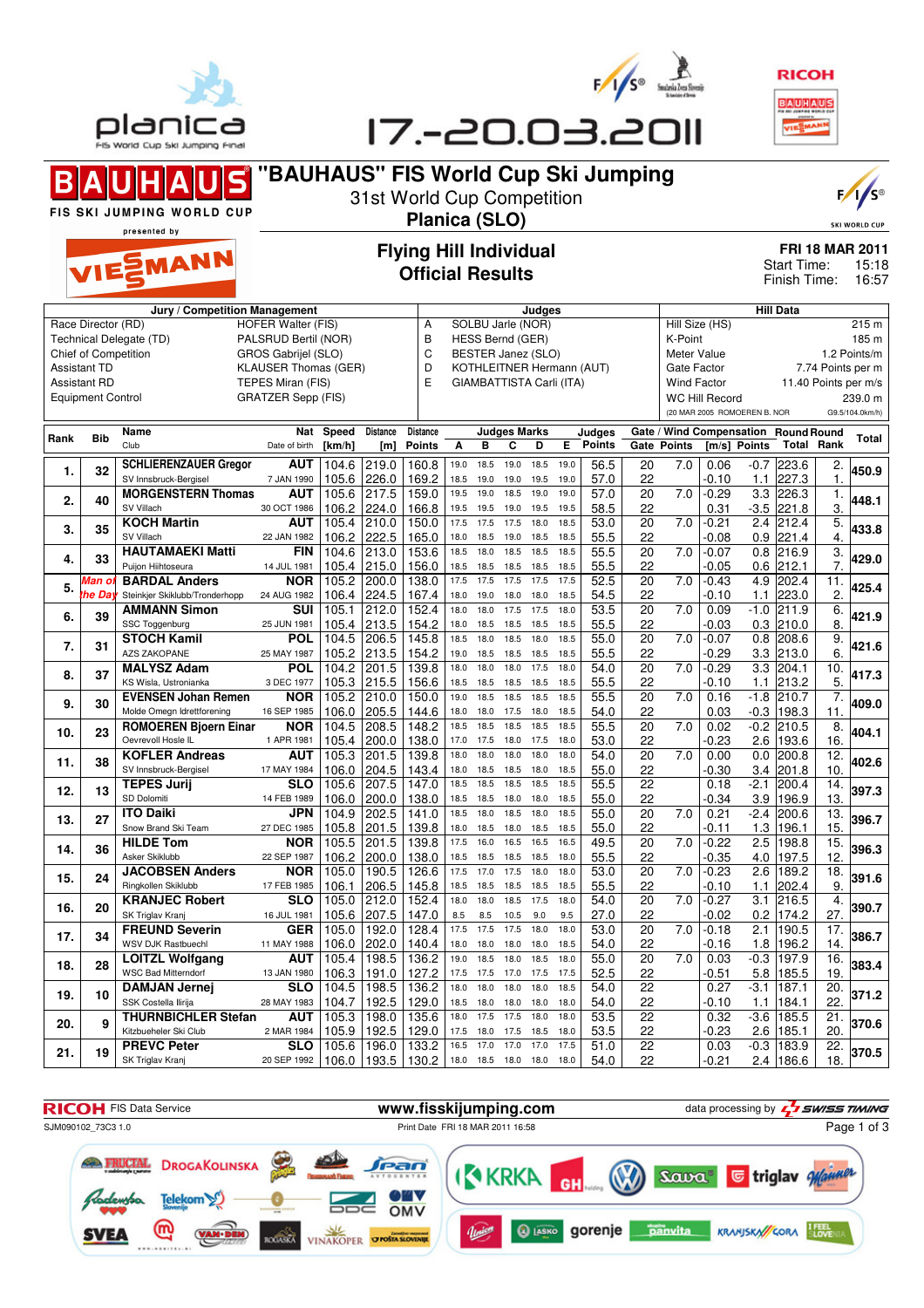# "BAUHAUS" FIS World Cup Ski Jumping

31st World Cup Competition

**Planica (SLO)**

17.-20.03.2011

## Flying Hill Individual
## Official Results

**FRI 18 MAR 2011**
Start Time: 15:18
Finish Time: 16:57

| Jury / Competition Management | | Judges | | Hill Data | |
|---|---|---|---|---|---|
| Race Director (RD) | HOFER Walter (FIS) | A | SOLBU Jarle (NOR) | Hill Size (HS) | 215 m |
| Technical Delegate (TD) | PALSRUD Bertil (NOR) | B | HESS Bernd (GER) | K-Point | 185 m |
| Chief of Competition | GROS Gabrijel (SLO) | C | BESTER Janez (SLO) | Meter Value | 1.2 Points/m |
| Assistant TD | KLAUSER Thomas (GER) | D | KOTHLEITNER Hermann (AUT) | Gate Factor | 7.74 Points per m |
| Assistant RD | TEPES Miran (FIS) | E | GIAMBATTISTA Carli (ITA) | Wind Factor | 11.40 Points per m/s |
| Equipment Control | GRATZER Sepp (FIS) | | | WC Hill Record | 239.0 m |
| | | | | (20 MAR 2005 ROMOEREN B. NOR | G9.5/104.0km/h) |

| Rank | Bib | Name / Club | Nat / Date of birth | Speed [km/h] | Distance [m] | Distance Points | A | B | C | D | E | Judges Points | Gate | Gate Points | Wind [m/s] | Wind Points | Round Total | Round Rank | Total |
|---|---|---|---|---|---|---|---|---|---|---|---|---|---|---|---|---|---|---|---|
| 1. | 32 | SCHLIERENZAUER Gregor | AUT | 104.6 | 219.0 | 160.8 | 19.0 | 18.5 | 19.0 | 18.5 | 19.0 | 56.5 | 20 | 7.0 | 0.06 | -0.7 | 223.6 | 2. | 450.9 |
| | | SV Innsbruck-Bergisel | 7 JAN 1990 | 105.6 | 226.0 | 169.2 | 18.5 | 19.0 | 19.0 | 19.5 | 19.0 | 57.0 | 22 | | -0.10 | 1.1 | 227.3 | 1. | |
| 2. | 40 | MORGENSTERN Thomas | AUT | 105.6 | 217.5 | 159.0 | 19.5 | 19.0 | 18.5 | 19.0 | 19.0 | 57.0 | 20 | 7.0 | -0.29 | 3.3 | 226.3 | 1. | 448.1 |
| | | SV Villach | 30 OCT 1986 | 106.2 | 224.0 | 166.8 | 19.5 | 19.5 | 19.0 | 19.5 | 19.5 | 58.5 | 22 | | 0.31 | -3.5 | 221.8 | 3. | |
| 3. | 35 | KOCH Martin | AUT | 105.4 | 210.0 | 150.0 | 17.5 | 17.5 | 17.5 | 18.0 | 18.5 | 53.0 | 20 | 7.0 | -0.21 | 2.4 | 212.4 | 5. | 433.8 |
| | | SV Villach | 22 JAN 1982 | 106.2 | 222.5 | 165.0 | 18.0 | 18.5 | 19.0 | 18.5 | 18.5 | 55.5 | 22 | | -0.08 | 0.9 | 221.4 | 4. | |
| 4. | 33 | HAUTAMAEKI Matti | FIN | 104.6 | 213.0 | 153.6 | 18.5 | 18.0 | 18.5 | 18.5 | 18.5 | 55.5 | 20 | 7.0 | -0.07 | 0.8 | 216.9 | 3. | 429.0 |
| | | Puijon Hiihtoseura | 14 JUL 1981 | 105.4 | 215.0 | 156.0 | 18.5 | 18.5 | 18.5 | 18.5 | 18.5 | 55.5 | 22 | | -0.05 | 0.6 | 212.1 | 7. | |
| 5. | *Man of the Day* | BARDAL Anders | NOR | 105.2 | 200.0 | 138.0 | 17.5 | 17.5 | 17.5 | 17.5 | 17.5 | 52.5 | 20 | 7.0 | -0.43 | 4.9 | 202.4 | 11. | 425.4 |
| | | Steinkjer Skiklubb/Tronderhopp | 24 AUG 1982 | 106.4 | 224.5 | 167.4 | 18.0 | 19.0 | 18.0 | 18.0 | 18.5 | 54.5 | 22 | | -0.10 | 1.1 | 223.0 | 2. | |
| 6. | 39 | AMMANN Simon | SUI | 105.1 | 212.0 | 152.4 | 18.0 | 18.0 | 17.5 | 17.5 | 18.0 | 53.5 | 20 | 7.0 | 0.09 | -1.0 | 211.9 | 6. | 421.9 |
| | | SSC Toggenburg | 25 JUN 1981 | 105.4 | 213.5 | 154.2 | 18.0 | 18.5 | 18.5 | 18.5 | 18.5 | 55.5 | 22 | | -0.03 | 0.3 | 210.0 | 8. | |
| 7. | 31 | STOCH Kamil | POL | 104.5 | 206.5 | 145.8 | 18.5 | 18.0 | 18.5 | 18.0 | 18.5 | 55.0 | 20 | 7.0 | -0.07 | 0.8 | 208.6 | 9. | 421.6 |
| | | AZS ZAKOPANE | 25 MAY 1987 | 105.2 | 213.5 | 154.2 | 19.0 | 18.5 | 18.5 | 18.5 | 18.5 | 55.5 | 22 | | -0.29 | 3.3 | 213.0 | 6. | |
| 8. | 37 | MALYSZ Adam | POL | 104.2 | 201.5 | 139.8 | 18.0 | 18.0 | 18.0 | 17.5 | 18.0 | 54.0 | 20 | 7.0 | -0.29 | 3.3 | 204.1 | 10. | 417.3 |
| | | KS Wisla, Ustronianka | 3 DEC 1977 | 105.3 | 215.5 | 156.6 | 18.5 | 18.5 | 18.5 | 18.5 | 18.5 | 55.5 | 22 | | -0.10 | 1.1 | 213.2 | 5. | |
| 9. | 30 | EVENSEN Johan Remen | NOR | 105.2 | 210.0 | 150.0 | 19.0 | 18.5 | 18.5 | 18.5 | 18.5 | 55.5 | 20 | 7.0 | 0.16 | -1.8 | 210.7 | 7. | 409.0 |
| | | Molde Omegn Idrettforening | 16 SEP 1985 | 106.0 | 205.5 | 144.6 | 18.0 | 18.0 | 17.5 | 18.0 | 18.5 | 54.0 | 22 | | 0.03 | -0.3 | 198.3 | 11. | |
| 10. | 23 | ROMOEREN Bjoern Einar | NOR | 104.5 | 208.5 | 148.2 | 18.5 | 18.5 | 18.5 | 18.5 | 18.5 | 55.5 | 20 | 7.0 | 0.02 | -0.2 | 210.5 | 8. | 404.1 |
| | | Oevrevoll Hosle IL | 1 APR 1981 | 105.4 | 200.0 | 138.0 | 17.0 | 17.5 | 18.0 | 17.5 | 18.0 | 53.0 | 22 | | -0.23 | 2.6 | 193.6 | 16. | |
| 11. | 38 | KOFLER Andreas | AUT | 105.3 | 201.5 | 139.8 | 18.0 | 18.0 | 18.0 | 18.0 | 18.0 | 54.0 | 20 | 7.0 | 0.00 | 0.0 | 200.8 | 12. | 402.6 |
| | | SV Innsbruck-Bergisel | 17 MAY 1984 | 106.0 | 204.5 | 143.4 | 18.0 | 18.5 | 18.5 | 18.0 | 18.5 | 55.0 | 22 | | -0.30 | 3.4 | 201.8 | 10. | |
| 12. | 13 | TEPES Jurij | SLO | 105.6 | 207.5 | 147.0 | 18.5 | 18.5 | 18.5 | 18.5 | 18.5 | 55.5 | 22 | | 0.18 | -2.1 | 200.4 | 14. | 397.3 |
| | | SD Dolomiti | 14 FEB 1989 | 106.0 | 200.0 | 138.0 | 18.5 | 18.5 | 18.0 | 18.0 | 18.5 | 55.0 | 22 | | -0.34 | 3.9 | 196.9 | 13. | |
| 13. | 27 | ITO Daiki | JPN | 104.9 | 202.5 | 141.0 | 18.5 | 18.0 | 18.5 | 18.0 | 18.5 | 55.0 | 20 | 7.0 | 0.21 | -2.4 | 200.6 | 13. | 396.7 |
| | | Snow Brand Ski Team | 27 DEC 1985 | 105.8 | 201.5 | 139.8 | 18.0 | 18.5 | 18.0 | 18.5 | 18.5 | 55.0 | 22 | | -0.11 | 1.3 | 196.1 | 15. | |
| 14. | 36 | HILDE Tom | NOR | 105.5 | 201.5 | 139.8 | 17.5 | 16.0 | 16.5 | 16.5 | 16.5 | 49.5 | 20 | 7.0 | -0.22 | 2.5 | 198.8 | 15. | 396.3 |
| | | Asker Skiklubb | 22 SEP 1987 | 106.2 | 200.0 | 138.0 | 18.5 | 18.5 | 18.5 | 18.5 | 18.0 | 55.5 | 22 | | -0.35 | 4.0 | 197.5 | 12. | |
| 15. | 24 | JACOBSEN Anders | NOR | 105.0 | 190.5 | 126.6 | 17.5 | 17.0 | 17.5 | 18.0 | 18.0 | 53.0 | 20 | 7.0 | -0.23 | 2.6 | 189.2 | 18. | 391.6 |
| | | Ringkollen Skiklubb | 17 FEB 1985 | 106.1 | 206.5 | 145.8 | 18.5 | 18.5 | 18.5 | 18.5 | 18.5 | 55.5 | 22 | | -0.10 | 1.1 | 202.4 | 9. | |
| 16. | 20 | KRANJEC Robert | SLO | 105.0 | 212.0 | 152.4 | 18.0 | 18.0 | 18.5 | 17.5 | 18.0 | 54.0 | 20 | 7.0 | -0.27 | 3.1 | 216.5 | 4. | 390.7 |
| | | SK Triglav Kranj | 16 JUL 1981 | 105.6 | 207.5 | 147.0 | 8.5 | 8.5 | 10.5 | 9.0 | 9.5 | 27.0 | 22 | | -0.02 | 0.2 | 174.2 | 27. | |
| 17. | 34 | FREUND Severin | GER | 105.0 | 192.0 | 128.4 | 17.5 | 17.5 | 17.5 | 18.0 | 18.0 | 53.0 | 20 | 7.0 | -0.18 | 2.1 | 190.5 | 17. | 386.7 |
| | | WSV DJK Rastbuechl | 11 MAY 1988 | 106.0 | 202.0 | 140.4 | 18.0 | 18.0 | 18.0 | 18.0 | 18.0 | 54.0 | 22 | | -0.16 | 1.8 | 196.2 | 14. | |
| 18. | 28 | LOITZL Wolfgang | AUT | 105.4 | 198.5 | 136.2 | 19.0 | 18.5 | 18.0 | 18.5 | 18.5 | 55.0 | 20 | 7.0 | 0.03 | -0.3 | 197.9 | 16. | 383.4 |
| | | WSC Bad Mitterndorf | 13 JAN 1980 | 106.3 | 191.0 | 127.2 | 17.5 | 17.5 | 17.0 | 17.5 | 17.5 | 52.5 | 22 | | -0.51 | 5.8 | 185.5 | 19. | |
| 19. | 10 | DAMJAN Jernej | SLO | 104.5 | 198.5 | 136.2 | 18.0 | 18.0 | 18.0 | 18.0 | 18.5 | 54.0 | 22 | | 0.27 | -3.1 | 187.1 | 20. | 371.2 |
| | | SSK Costella Ilirija | 28 MAY 1983 | 104.7 | 192.5 | 129.0 | 18.5 | 18.0 | 18.0 | 18.0 | 18.0 | 54.0 | 22 | | -0.10 | 1.1 | 184.1 | 22. | |
| 20. | 9 | THURNBICHLER Stefan | AUT | 105.3 | 198.0 | 135.6 | 18.0 | 17.5 | 17.5 | 18.0 | 18.0 | 53.5 | 22 | | 0.32 | -3.6 | 185.5 | 21. | 370.6 |
| | | Kitzbueheler Ski Club | 2 MAR 1984 | 105.9 | 192.5 | 129.0 | 17.5 | 18.0 | 17.5 | 18.5 | 18.0 | 53.5 | 22 | | -0.23 | 2.6 | 185.1 | 20. | |
| 21. | 19 | PREVC Peter | SLO | 105.6 | 196.0 | 133.2 | 16.5 | 17.0 | 17.0 | 17.0 | 17.5 | 51.0 | 22 | | 0.03 | -0.3 | 183.9 | 22. | 370.5 |
| | | SK Triglav Kranj | 20 SEP 1992 | 106.0 | 193.5 | 130.2 | 18.0 | 18.5 | 18.0 | 18.0 | 18.0 | 54.0 | 22 | | -0.21 | 2.4 | 186.6 | 18. | |

RICOH FIS Data Service — www.fisskijumping.com — data processing by SWISS TIMING

SJM090102_73C3 1.0 — Print Date FRI 18 MAR 2011 16:58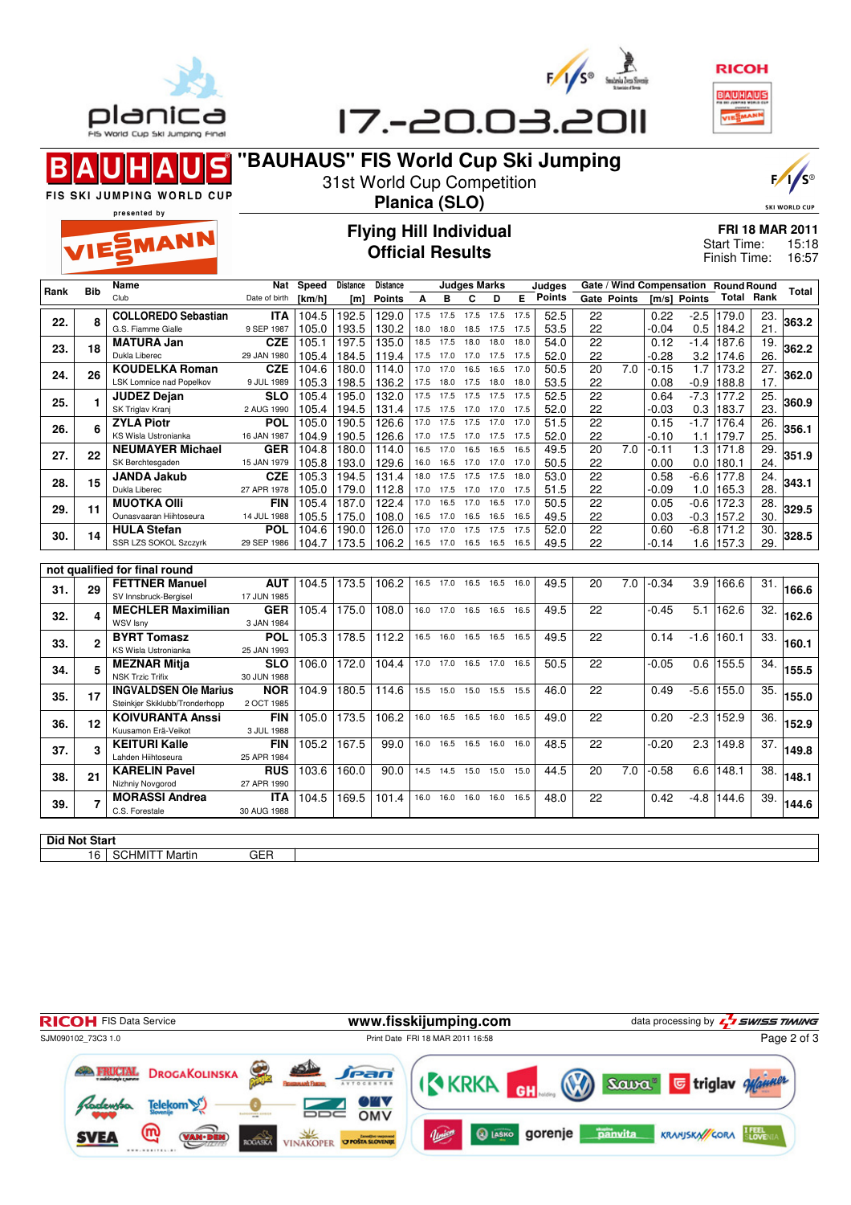# "BAUHAUS" FIS World Cup Ski Jumping

31st World Cup Competition

**Planica (SLO)**

## Flying Hill Individual
## Official Results

FRI 18 MAR 2011
Start Time: 15:18
Finish Time: 16:57

| Rank | Bib | Name / Club | Nat / Date of birth | Speed [km/h] | Distance [m] | Distance Points | A | B | C | D | E | Judges Points | Gate | Gate Points | Wind [m/s] | Wind Points | Round Total | Round Rank | Total |
|---|---|---|---|---|---|---|---|---|---|---|---|---|---|---|---|---|---|---|---|
| 22. | 8 | **COLLOREDO Sebastian** G.S. Fiamme Gialle | ITA 9 SEP 1987 | 104.5 | 192.5 | 129.0 | 17.5 | 17.5 | 17.5 | 17.5 | 17.5 | 52.5 | 22 | | 0.22 | -2.5 | 179.0 | 23. | 363.2 |
| | | | | 105.0 | 193.5 | 130.2 | 18.0 | 18.0 | 18.5 | 17.5 | 17.5 | 53.5 | 22 | | -0.04 | 0.5 | 184.2 | 21. | |
| 23. | 18 | **MATURA Jan** Dukla Liberec | CZE 29 JAN 1980 | 105.1 | 197.5 | 135.0 | 18.5 | 17.5 | 18.0 | 18.0 | 18.0 | 54.0 | 22 | | 0.12 | -1.4 | 187.6 | 19. | 362.2 |
| | | | | 105.4 | 184.5 | 119.4 | 17.5 | 17.0 | 17.0 | 17.5 | 17.5 | 52.0 | 22 | | -0.28 | 3.2 | 174.6 | 26. | |
| 24. | 26 | **KOUDELKA Roman** LSK Lomnice nad Popelkov | CZE 9 JUL 1989 | 104.6 | 180.0 | 114.0 | 17.0 | 17.0 | 16.5 | 16.5 | 17.0 | 50.5 | 20 | 7.0 | -0.15 | 1.7 | 173.2 | 27. | 362.0 |
| | | | | 105.3 | 198.5 | 136.2 | 17.5 | 18.0 | 17.5 | 18.0 | 18.0 | 53.5 | 22 | | 0.08 | -0.9 | 188.8 | 17. | |
| 25. | 1 | **JUDEZ Dejan** SK Triglav Kranj | SLO 2 AUG 1990 | 105.4 | 195.0 | 132.0 | 17.5 | 17.5 | 17.5 | 17.5 | 17.5 | 52.5 | 22 | | 0.64 | -7.3 | 177.2 | 25. | 360.9 |
| | | | | 105.4 | 194.5 | 131.4 | 17.5 | 17.5 | 17.0 | 17.0 | 17.5 | 52.0 | 22 | | -0.03 | 0.3 | 183.7 | 23. | |
| 26. | 6 | **ZYLA Piotr** KS Wisla Ustronianka | POL 16 JAN 1987 | 105.0 | 190.5 | 126.6 | 17.0 | 17.5 | 17.5 | 17.0 | 17.0 | 51.5 | 22 | | 0.15 | -1.7 | 176.4 | 26. | 356.1 |
| | | | | 104.9 | 190.5 | 126.6 | 17.0 | 17.5 | 17.0 | 17.5 | 17.5 | 52.0 | 22 | | -0.10 | 1.1 | 179.7 | 25. | |
| 27. | 22 | **NEUMAYER Michael** SK Berchtesgaden | GER 15 JAN 1979 | 104.8 | 180.0 | 114.0 | 16.5 | 17.0 | 16.5 | 16.5 | 16.5 | 49.5 | 20 | 7.0 | -0.11 | 1.3 | 171.8 | 29. | 351.9 |
| | | | | 105.8 | 193.0 | 129.6 | 16.0 | 16.5 | 17.0 | 17.0 | 17.0 | 50.5 | 22 | | 0.00 | 0.0 | 180.1 | 24. | |
| 28. | 15 | **JANDA Jakub** Dukla Liberec | CZE 27 APR 1978 | 105.3 | 194.5 | 131.4 | 18.0 | 17.5 | 17.5 | 17.5 | 18.0 | 53.0 | 22 | | 0.58 | -6.6 | 177.8 | 24. | 343.1 |
| | | | | 105.0 | 179.0 | 112.8 | 17.0 | 17.5 | 17.0 | 17.0 | 17.5 | 51.5 | 22 | | -0.09 | 1.0 | 165.3 | 28. | |
| 29. | 11 | **MUOTKA Olli** Ounasvaaran Hiihtoseura | FIN 14 JUL 1988 | 105.4 | 187.0 | 122.4 | 17.0 | 16.5 | 17.0 | 16.5 | 17.0 | 50.5 | 22 | | 0.05 | -0.6 | 172.3 | 28. | 329.5 |
| | | | | 105.5 | 175.0 | 108.0 | 16.5 | 17.0 | 16.5 | 16.5 | 16.5 | 49.5 | 22 | | 0.03 | -0.3 | 157.2 | 30. | |
| 30. | 14 | **HULA Stefan** SSR LZS SOKOL Szczyrk | POL 29 SEP 1986 | 104.6 | 190.0 | 126.0 | 17.0 | 17.0 | 17.5 | 17.5 | 17.5 | 52.0 | 22 | | 0.60 | -6.8 | 171.2 | 30. | 328.5 |
| | | | | 104.7 | 173.5 | 106.2 | 16.5 | 17.0 | 16.5 | 16.5 | 16.5 | 49.5 | 22 | | -0.14 | 1.6 | 157.3 | 29. | |

### not qualified for final round

| Rank | Bib | Name / Club | Nat / Date of birth | Speed [km/h] | Distance [m] | Distance Points | A | B | C | D | E | Judges Points | Gate | Gate Points | Wind [m/s] | Wind Points | Round Total | Round Rank | Total |
|---|---|---|---|---|---|---|---|---|---|---|---|---|---|---|---|---|---|---|---|
| 31. | 29 | **FETTNER Manuel** SV Innsbruck-Bergisel | AUT 17 JUN 1985 | 104.5 | 173.5 | 106.2 | 16.5 | 17.0 | 16.5 | 16.5 | 16.0 | 49.5 | 20 | 7.0 | -0.34 | 3.9 | 166.6 | 31. | 166.6 |
| 32. | 4 | **MECHLER Maximilian** WSV Isny | GER 3 JAN 1984 | 105.4 | 175.0 | 108.0 | 16.0 | 17.0 | 16.5 | 16.5 | 16.5 | 49.5 | 22 | | -0.45 | 5.1 | 162.6 | 32. | 162.6 |
| 33. | 2 | **BYRT Tomasz** KS Wisla Ustronianka | POL 25 JAN 1993 | 105.3 | 178.5 | 112.2 | 16.5 | 16.0 | 16.5 | 16.5 | 16.5 | 49.5 | 22 | | 0.14 | -1.6 | 160.1 | 33. | 160.1 |
| 34. | 5 | **MEZNAR Mitja** NSK Trzic Trifix | SLO 30 JUN 1988 | 106.0 | 172.0 | 104.4 | 17.0 | 17.0 | 16.5 | 17.0 | 16.5 | 50.5 | 22 | | -0.05 | 0.6 | 155.5 | 34. | 155.5 |
| 35. | 17 | **INGVALDSEN Ole Marius** Steinkjer Skiklubb/Tronderhopp | NOR 2 OCT 1985 | 104.9 | 180.5 | 114.6 | 15.5 | 15.0 | 15.0 | 15.5 | 15.5 | 46.0 | 22 | | 0.49 | -5.6 | 155.0 | 35. | 155.0 |
| 36. | 12 | **KOIVURANTA Anssi** Kuusamon Erä-Veikot | FIN 3 JUL 1988 | 105.0 | 173.5 | 106.2 | 16.0 | 16.5 | 16.5 | 16.0 | 16.5 | 49.0 | 22 | | 0.20 | -2.3 | 152.9 | 36. | 152.9 |
| 37. | 3 | **KEITURI Kalle** Lahden Hiihtoseura | FIN 25 APR 1984 | 105.2 | 167.5 | 99.0 | 16.0 | 16.5 | 16.5 | 16.0 | 16.0 | 48.5 | 22 | | -0.20 | 2.3 | 149.8 | 37. | 149.8 |
| 38. | 21 | **KARELIN Pavel** Nizhniy Novgorod | RUS 27 APR 1990 | 103.6 | 160.0 | 90.0 | 14.5 | 14.5 | 15.0 | 15.0 | 15.0 | 44.5 | 20 | 7.0 | -0.58 | 6.6 | 148.1 | 38. | 148.1 |
| 39. | 7 | **MORASSI Andrea** C.S. Forestale | ITA 30 AUG 1988 | 104.5 | 169.5 | 101.4 | 16.0 | 16.0 | 16.0 | 16.0 | 16.5 | 48.0 | 22 | | 0.42 | -4.8 | 144.6 | 39. | 144.6 |

### Did Not Start

| Bib | Name | Nat |
|---|---|---|
| 16 | SCHMITT Martin | GER |

RICOH FIS Data Service — www.fisskijumping.com — data processing by SWISS TIMING

SJM090102_73C3 1.0 — Print Date FRI 18 MAR 2011 16:58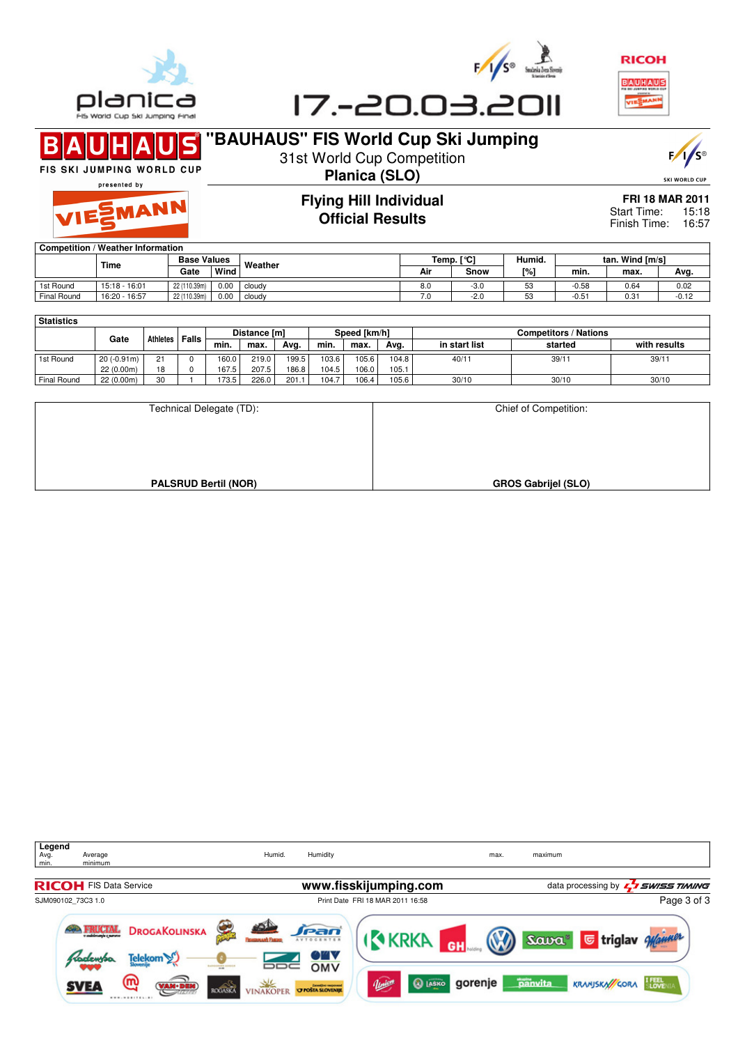planica
FIS World Cup Ski Jumping Final

17.-20.03.2011

# "BAUHAUS" FIS World Cup Ski Jumping

31st World Cup Competition

**Planica (SLO)**

FIS SKI JUMPING WORLD CUP presented by VIESSMANN

## Flying Hill Individual
## Official Results

**FRI 18 MAR 2011**
Start Time: 15:18
Finish Time: 16:57

**Competition / Weather Information**

| | Time | Base Values | | Weather | Temp. [°C] | | Humid. | tan. Wind [m/s] | | |
|---|---|---|---|---|---|---|---|---|---|---|
| | | Gate | Wind | | Air | Snow | [%] | min. | max. | Avg. |
| 1st Round | 15:18 - 16:01 | 22 (110.39m) | 0.00 | cloudy | 8.0 | -3.0 | 53 | -0.58 | 0.64 | 0.02 |
| Final Round | 16:20 - 16:57 | 22 (110.39m) | 0.00 | cloudy | 7.0 | -2.0 | 53 | -0.51 | 0.31 | -0.12 |

**Statistics**

| | Gate | Athletes | Falls | Distance [m] | | | Speed [km/h] | | | Competitors / Nations | | |
|---|---|---|---|---|---|---|---|---|---|---|---|---|
| | | | | min. | max. | Avg. | min. | max. | Avg. | in start list | started | with results |
| 1st Round | 20 (-0.91m) | 21 | 0 | 160.0 | 219.0 | 199.5 | 103.6 | 105.6 | 104.8 | 40/11 | 39/11 | 39/11 |
| | 22 (0.00m) | 18 | 0 | 167.5 | 207.5 | 186.8 | 104.5 | 106.0 | 105.1 | | | |
| Final Round | 22 (0.00m) | 30 | 1 | 173.5 | 226.0 | 201.1 | 104.7 | 106.4 | 105.6 | 30/10 | 30/10 | 30/10 |

| Technical Delegate (TD): | Chief of Competition: |
|---|---|
| **PALSRUD Bertil (NOR)** | **GROS Gabrijel (SLO)** |

**Legend**
Avg. Average
min. minimum
Humid. Humidity
max. maximum

RICOH FIS Data Service
www.fisskijumping.com
data processing by SWISS TIMING
SJM090102_73C3 1.0
Print Date FRI 18 MAR 2011 16:58